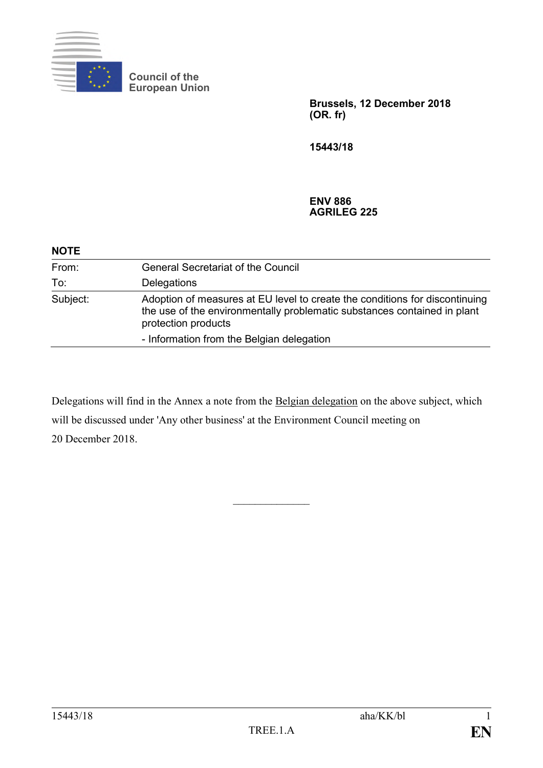Council of the European Union

**Brussels, 12 December 2018**
**(OR. fr)**

**15443/18**

**ENV 886**
**AGRILEG 225**

**NOTE**

| | |
|---|---|
| From: | General Secretariat of the Council |
| To: | Delegations |
| Subject: | Adoption of measures at EU level to create the conditions for discontinuing the use of the environmentally problematic substances contained in plant protection products<br>- Information from the Belgian delegation |

Delegations will find in the Annex a note from the Belgian delegation on the above subject, which will be discussed under 'Any other business' at the Environment Council meeting on 20 December 2018.

---

15443/18 aha/KK/bl
TREE.1.A **EN**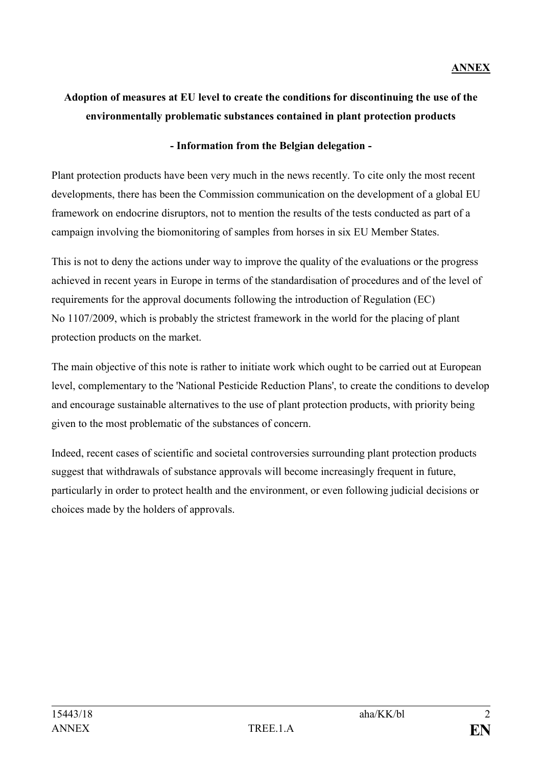**ANNEX**

**Adoption of measures at EU level to create the conditions for discontinuing the use of the environmentally problematic substances contained in plant protection products**

**- Information from the Belgian delegation -**

Plant protection products have been very much in the news recently. To cite only the most recent developments, there has been the Commission communication on the development of a global EU framework on endocrine disruptors, not to mention the results of the tests conducted as part of a campaign involving the biomonitoring of samples from horses in six EU Member States.

This is not to deny the actions under way to improve the quality of the evaluations or the progress achieved in recent years in Europe in terms of the standardisation of procedures and of the level of requirements for the approval documents following the introduction of Regulation (EC) No 1107/2009, which is probably the strictest framework in the world for the placing of plant protection products on the market.

The main objective of this note is rather to initiate work which ought to be carried out at European level, complementary to the 'National Pesticide Reduction Plans', to create the conditions to develop and encourage sustainable alternatives to the use of plant protection products, with priority being given to the most problematic of the substances of concern.

Indeed, recent cases of scientific and societal controversies surrounding plant protection products suggest that withdrawals of substance approvals will become increasingly frequent in future, particularly in order to protect health and the environment, or even following judicial decisions or choices made by the holders of approvals.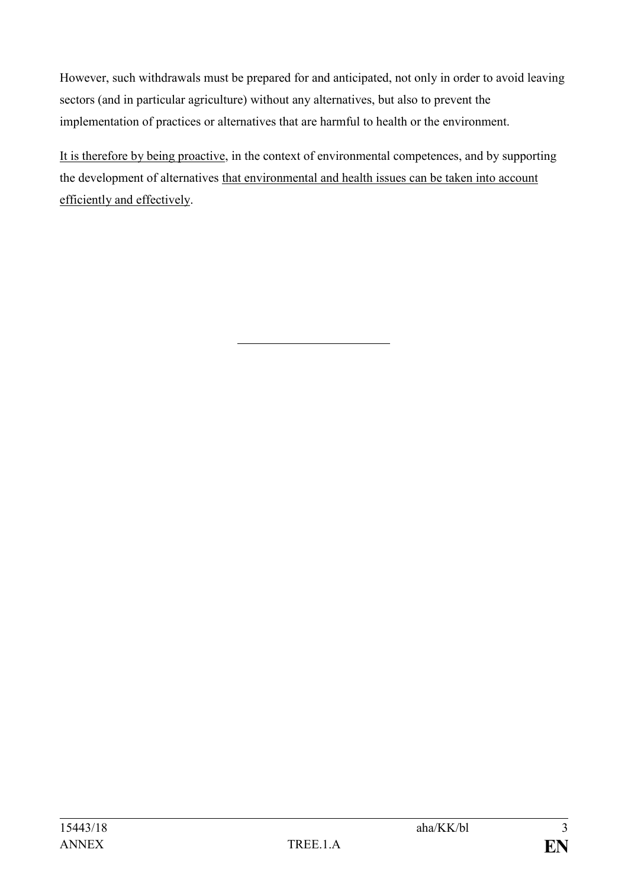However, such withdrawals must be prepared for and anticipated, not only in order to avoid leaving sectors (and in particular agriculture) without any alternatives, but also to prevent the implementation of practices or alternatives that are harmful to health or the environment.

<u>It is therefore by being proactive</u>, in the context of environmental competences, and by supporting the development of alternatives <u>that environmental and health issues can be taken into account efficiently and effectively</u>.

---